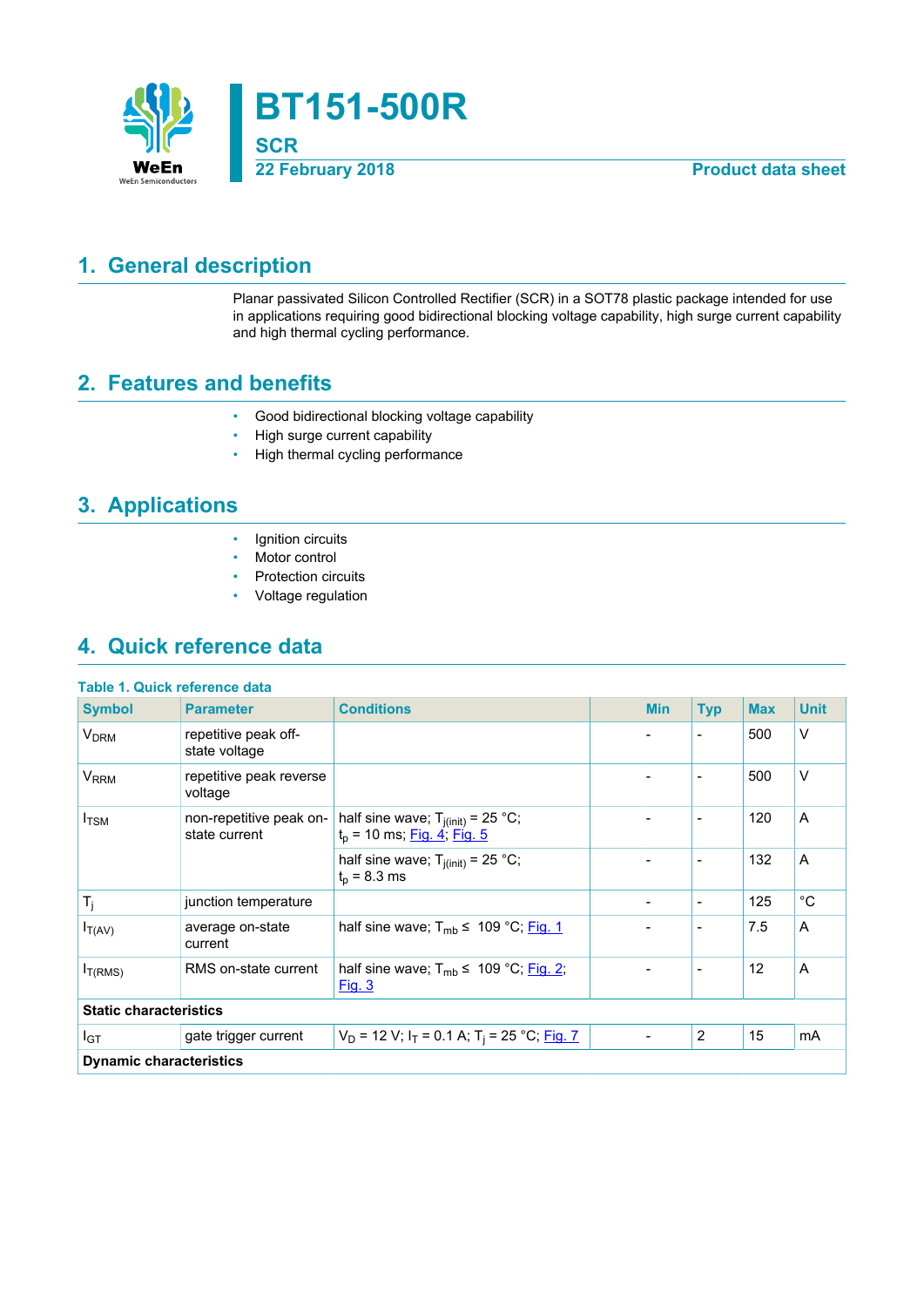# BT151-500R

**SCR**

**22 February 2018** — **Product data sheet**

## 1. General description

Planar passivated Silicon Controlled Rectifier (SCR) in a SOT78 plastic package intended for use in applications requiring good bidirectional blocking voltage capability, high surge current capability and high thermal cycling performance.

## 2. Features and benefits

- Good bidirectional blocking voltage capability
- High surge current capability
- High thermal cycling performance

## 3. Applications

- Ignition circuits
- Motor control
- Protection circuits
- Voltage regulation

## 4. Quick reference data

**Table 1. Quick reference data**

| Symbol | Parameter | Conditions | Min | Typ | Max | Unit |
|---|---|---|---|---|---|---|
| $V_{DRM}$ | repetitive peak off-state voltage | | - | - | 500 | V |
| $V_{RRM}$ | repetitive peak reverse voltage | | - | - | 500 | V |
| $I_{TSM}$ | non-repetitive peak on-state current | half sine wave; $T_{j(init)}$ = 25 °C; $t_p$ = 10 ms; Fig. 4; Fig. 5 | - | - | 120 | A |
| | | half sine wave; $T_{j(init)}$ = 25 °C; $t_p$ = 8.3 ms | - | - | 132 | A |
| $T_j$ | junction temperature | | - | - | 125 | °C |
| $I_{T(AV)}$ | average on-state current | half sine wave; $T_{mb}$ ≤ 109 °C; Fig. 1 | - | - | 7.5 | A |
| $I_{T(RMS)}$ | RMS on-state current | half sine wave; $T_{mb}$ ≤ 109 °C; Fig. 2; Fig. 3 | - | - | 12 | A |
| **Static characteristics** | | | | | | |
| $I_{GT}$ | gate trigger current | $V_D$ = 12 V; $I_T$ = 0.1 A; $T_j$ = 25 °C; Fig. 7 | - | 2 | 15 | mA |
| **Dynamic characteristics** | | | | | | |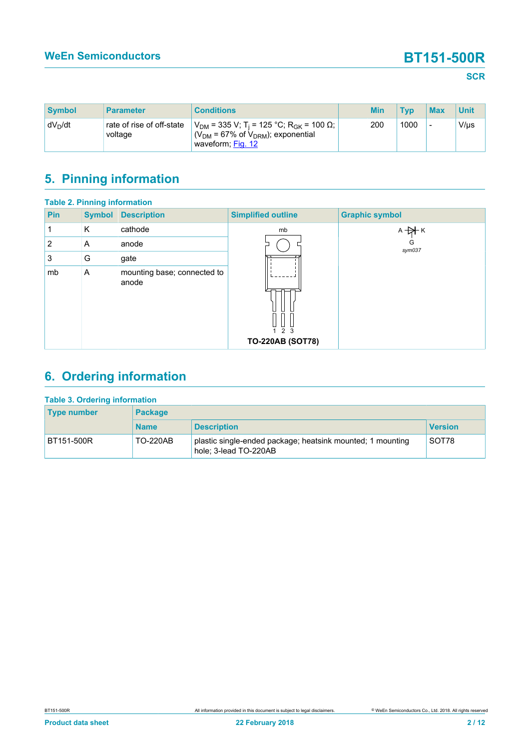| Symbol | Parameter | Conditions | Min | Typ | Max | Unit |
|---|---|---|---|---|---|---|
| $dV_D/dt$ | rate of rise of off-state voltage | $V_{DM}$ = 335 V; $T_j$ = 125 °C; $R_{GK}$ = 100 Ω; ($V_{DM}$ = 67% of $V_{DRM}$); exponential waveform; Fig. 12 | 200 | 1000 | - | V/µs |

## 5. Pinning information

**Table 2. Pinning information**

| Pin | Symbol | Description | Simplified outline | Graphic symbol |
|---|---|---|---|---|
| 1 | K | cathode | TO-220AB (SOT78) | sym037 |
| 2 | A | anode | | |
| 3 | G | gate | | |
| mb | A | mounting base; connected to anode | | |

## 6. Ordering information

**Table 3. Ordering information**

| Type number | Package | | |
|---|---|---|---|
| | Name | Description | Version |
| BT151-500R | TO-220AB | plastic single-ended package; heatsink mounted; 1 mounting hole; 3-lead TO-220AB | SOT78 |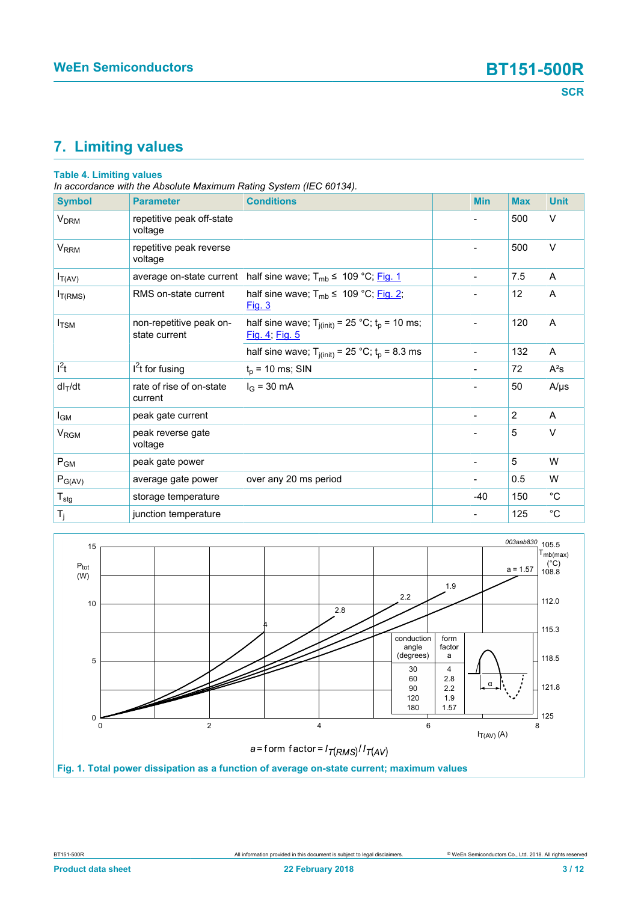# 7. Limiting values

**Table 4. Limiting values**

*In accordance with the Absolute Maximum Rating System (IEC 60134).*

| Symbol | Parameter | Conditions | Min | Max | Unit |
|---|---|---|---|---|---|
| $V_{DRM}$ | repetitive peak off-state voltage | | - | 500 | V |
| $V_{RRM}$ | repetitive peak reverse voltage | | - | 500 | V |
| $I_{T(AV)}$ | average on-state current | half sine wave; $T_{mb} \leq$ 109 °C; Fig. 1 | - | 7.5 | A |
| $I_{T(RMS)}$ | RMS on-state current | half sine wave; $T_{mb} \leq$ 109 °C; Fig. 2; Fig. 3 | - | 12 | A |
| $I_{TSM}$ | non-repetitive peak on-state current | half sine wave; $T_{j(init)}$ = 25 °C; $t_p$ = 10 ms; Fig. 4; Fig. 5 | - | 120 | A |
| | | half sine wave; $T_{j(init)}$ = 25 °C; $t_p$ = 8.3 ms | - | 132 | A |
| $I^2t$ | $I^2t$ for fusing | $t_p$ = 10 ms; SIN | - | 72 | A²s |
| $dI_T/dt$ | rate of rise of on-state current | $I_G$ = 30 mA | - | 50 | A/µs |
| $I_{GM}$ | peak gate current | | - | 2 | A |
| $V_{RGM}$ | peak reverse gate voltage | | - | 5 | V |
| $P_{GM}$ | peak gate power | | - | 5 | W |
| $P_{G(AV)}$ | average gate power | over any 20 ms period | - | 0.5 | W |
| $T_{stg}$ | storage temperature | | -40 | 150 | °C |
| $T_j$ | junction temperature | | - | 125 | °C |

| conduction angle (degrees) | form factor a |
|---|---|
| 30 | 4 |
| 60 | 2.8 |
| 90 | 2.2 |
| 120 | 1.9 |
| 180 | 1.57 |

$$a = \text{form factor} = I_{T(RMS)} / I_{T(AV)}$$

**Fig. 1. Total power dissipation as a function of average on-state current; maximum values**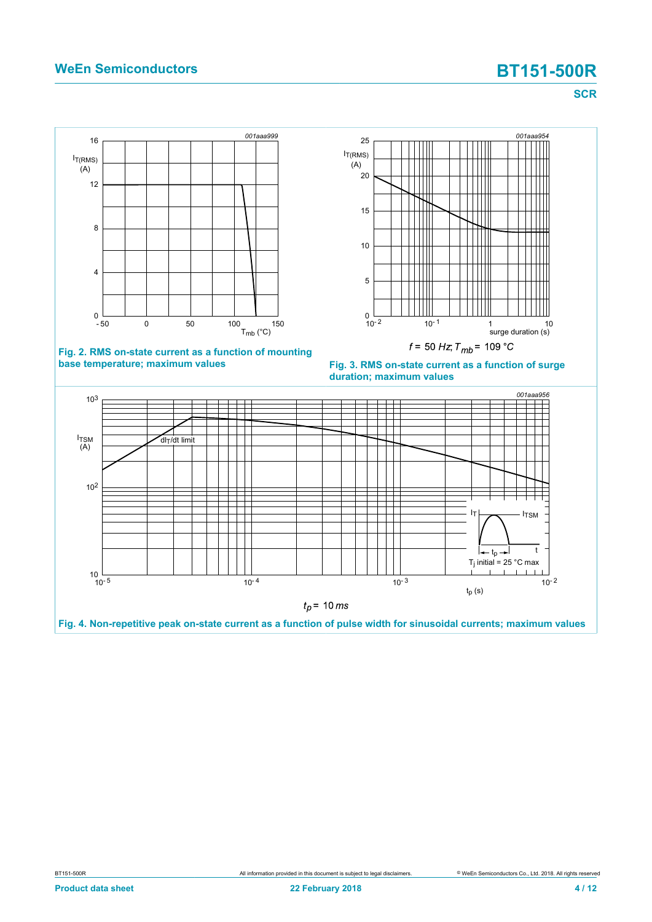Fig. 2. RMS on-state current as a function of mounting base temperature; maximum values

$f = 50\ Hz; T_{mb} = 109\ °C$

Fig. 3. RMS on-state current as a function of surge duration; maximum values

$t_p = 10\ ms$

Fig. 4. Non-repetitive peak on-state current as a function of pulse width for sinusoidal currents; maximum values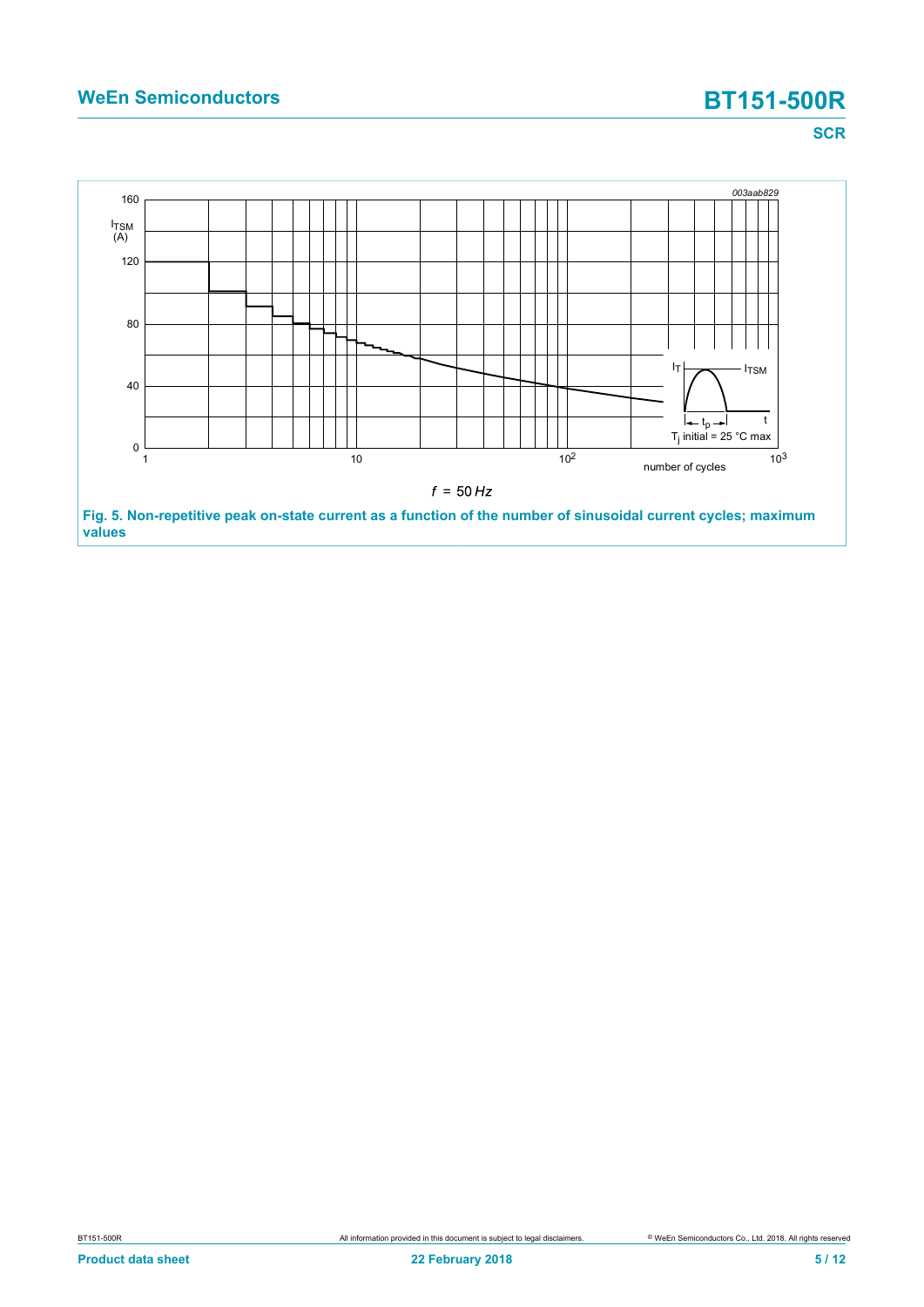003aab829

$f$ = 50 Hz

**Fig. 5. Non-repetitive peak on-state current as a function of the number of sinusoidal current cycles; maximum values**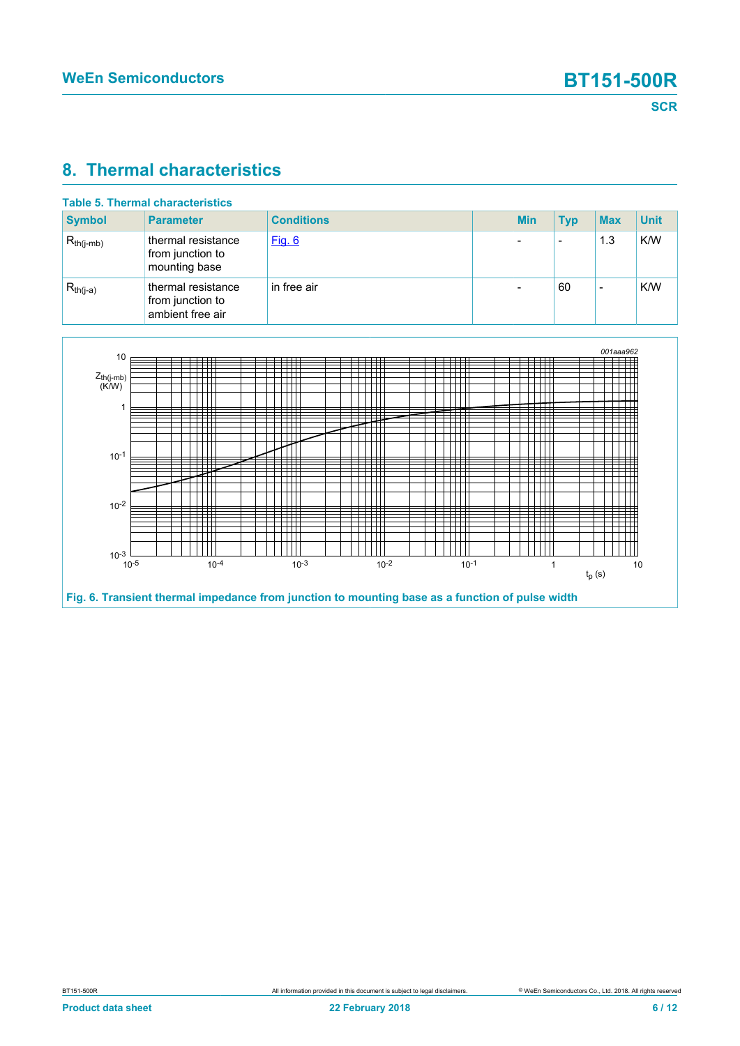## 8. Thermal characteristics

**Table 5. Thermal characteristics**

| Symbol | Parameter | Conditions | Min | Typ | Max | Unit |
|---|---|---|---|---|---|---|
| $R_{th(j-mb)}$ | thermal resistance from junction to mounting base | Fig. 6 | - | - | 1.3 | K/W |
| $R_{th(j-a)}$ | thermal resistance from junction to ambient free air | in free air | - | 60 | - | K/W |

Fig. 6. Transient thermal impedance from junction to mounting base as a function of pulse width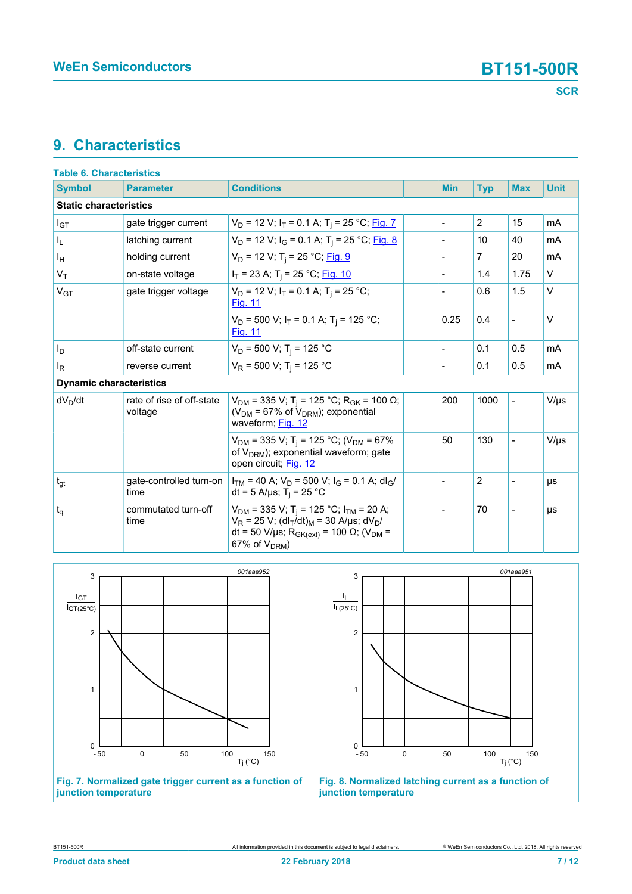## 9. Characteristics

**Table 6. Characteristics**

| Symbol | Parameter | Conditions | Min | Typ | Max | Unit |
|---|---|---|---|---|---|---|
| **Static characteristics** | | | | | | |
| $I_{GT}$ | gate trigger current | $V_D$ = 12 V; $I_T$ = 0.1 A; $T_j$ = 25 °C; Fig. 7 | - | 2 | 15 | mA |
| $I_L$ | latching current | $V_D$ = 12 V; $I_G$ = 0.1 A; $T_j$ = 25 °C; Fig. 8 | - | 10 | 40 | mA |
| $I_H$ | holding current | $V_D$ = 12 V; $T_j$ = 25 °C; Fig. 9 | - | 7 | 20 | mA |
| $V_T$ | on-state voltage | $I_T$ = 23 A; $T_j$ = 25 °C; Fig. 10 | - | 1.4 | 1.75 | V |
| $V_{GT}$ | gate trigger voltage | $V_D$ = 12 V; $I_T$ = 0.1 A; $T_j$ = 25 °C; Fig. 11 | - | 0.6 | 1.5 | V |
| | | $V_D$ = 500 V; $I_T$ = 0.1 A; $T_j$ = 125 °C; Fig. 11 | 0.25 | 0.4 | - | V |
| $I_D$ | off-state current | $V_D$ = 500 V; $T_j$ = 125 °C | - | 0.1 | 0.5 | mA |
| $I_R$ | reverse current | $V_R$ = 500 V; $T_j$ = 125 °C | - | 0.1 | 0.5 | mA |
| **Dynamic characteristics** | | | | | | |
| $dV_D/dt$ | rate of rise of off-state voltage | $V_{DM}$ = 335 V; $T_j$ = 125 °C; $R_{GK}$ = 100 Ω; ($V_{DM}$ = 67% of $V_{DRM}$); exponential waveform; Fig. 12 | 200 | 1000 | - | V/µs |
| | | $V_{DM}$ = 335 V; $T_j$ = 125 °C; ($V_{DM}$ = 67% of $V_{DRM}$); exponential waveform; gate open circuit; Fig. 12 | 50 | 130 | - | V/µs |
| $t_{gt}$ | gate-controlled turn-on time | $I_{TM}$ = 40 A; $V_D$ = 500 V; $I_G$ = 0.1 A; $dI_G/dt$ = 5 A/µs; $T_j$ = 25 °C | - | 2 | - | µs |
| $t_q$ | commutated turn-off time | $V_{DM}$ = 335 V; $T_j$ = 125 °C; $I_{TM}$ = 20 A; $V_R$ = 25 V; $(dI_T/dt)_M$ = 30 A/µs; $dV_D/dt$ = 50 V/µs; $R_{GK(ext)}$ = 100 Ω; ($V_{DM}$ = 67% of $V_{DRM}$) | - | 70 | - | µs |

**Fig. 7. Normalized gate trigger current as a function of junction temperature**

**Fig. 8. Normalized latching current as a function of junction temperature**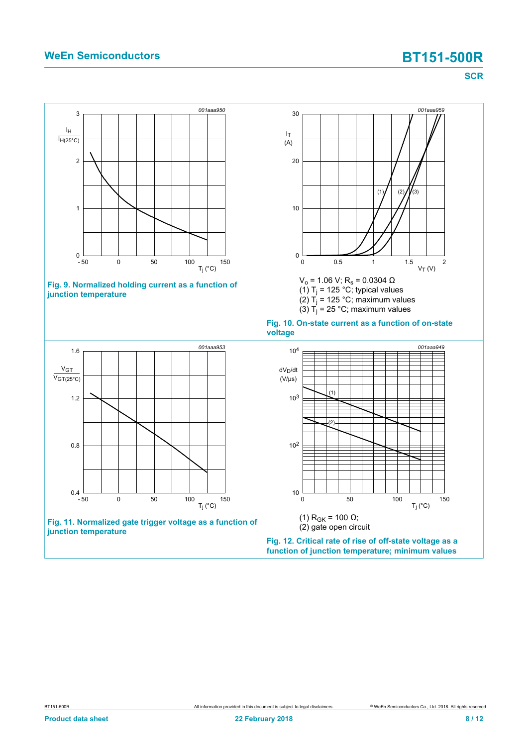**Fig. 9. Normalized holding current as a function of junction temperature**

$V_o$ = 1.06 V; $R_s$ = 0.0304 Ω
(1) $T_j$ = 125 °C; typical values
(2) $T_j$ = 125 °C; maximum values
(3) $T_j$ = 25 °C; maximum values

**Fig. 10. On-state current as a function of on-state voltage**

**Fig. 11. Normalized gate trigger voltage as a function of junction temperature**

(1) $R_{GK}$ = 100 Ω;
(2) gate open circuit

**Fig. 12. Critical rate of rise of off-state voltage as a function of junction temperature; minimum values**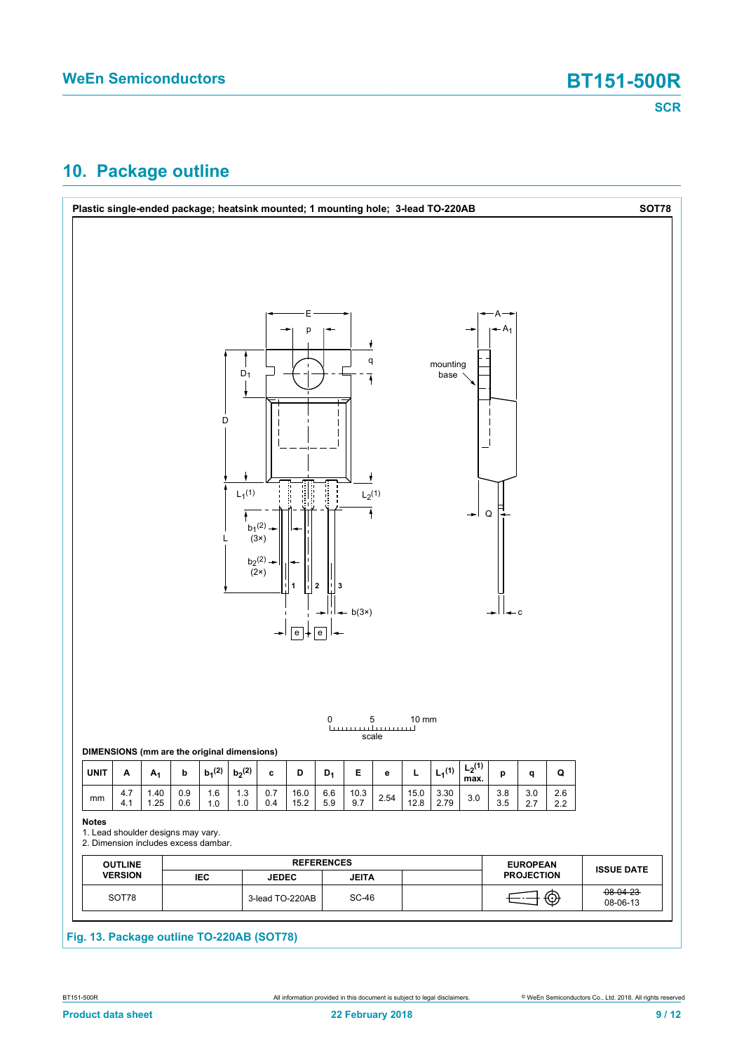## 10. Package outline

**Plastic single-ended package; heatsink mounted; 1 mounting hole; 3-lead TO-220AB** — **SOT78**

**DIMENSIONS (mm are the original dimensions)**

| UNIT | A | $A_1$ | b | $b_1$(2) | $b_2$(2) | c | D | $D_1$ | E | e | L | $L_1$(1) | $L_2$(1) max. | p | q | Q |
|---|---|---|---|---|---|---|---|---|---|---|---|---|---|---|---|---|
| mm | 4.7<br>4.1 | 1.40<br>1.25 | 0.9<br>0.6 | 1.6<br>1.0 | 1.3<br>1.0 | 0.7<br>0.4 | 16.0<br>15.2 | 6.6<br>5.9 | 10.3<br>9.7 | 2.54 | 15.0<br>12.8 | 3.30<br>2.79 | 3.0 | 3.8<br>3.5 | 3.0<br>2.7 | 2.6<br>2.2 |

**Notes**

1. Lead shoulder designs may vary.
2. Dimension includes excess dambar.

| OUTLINE VERSION | REFERENCES | | | | EUROPEAN PROJECTION | ISSUE DATE |
|---|---|---|---|---|---|---|
| | IEC | JEDEC | JEITA | | | |
| SOT78 | | 3-lead TO-220AB | SC-46 | | | ~~08-04-23~~<br>08-06-13 |

**Fig. 13. Package outline TO-220AB (SOT78)**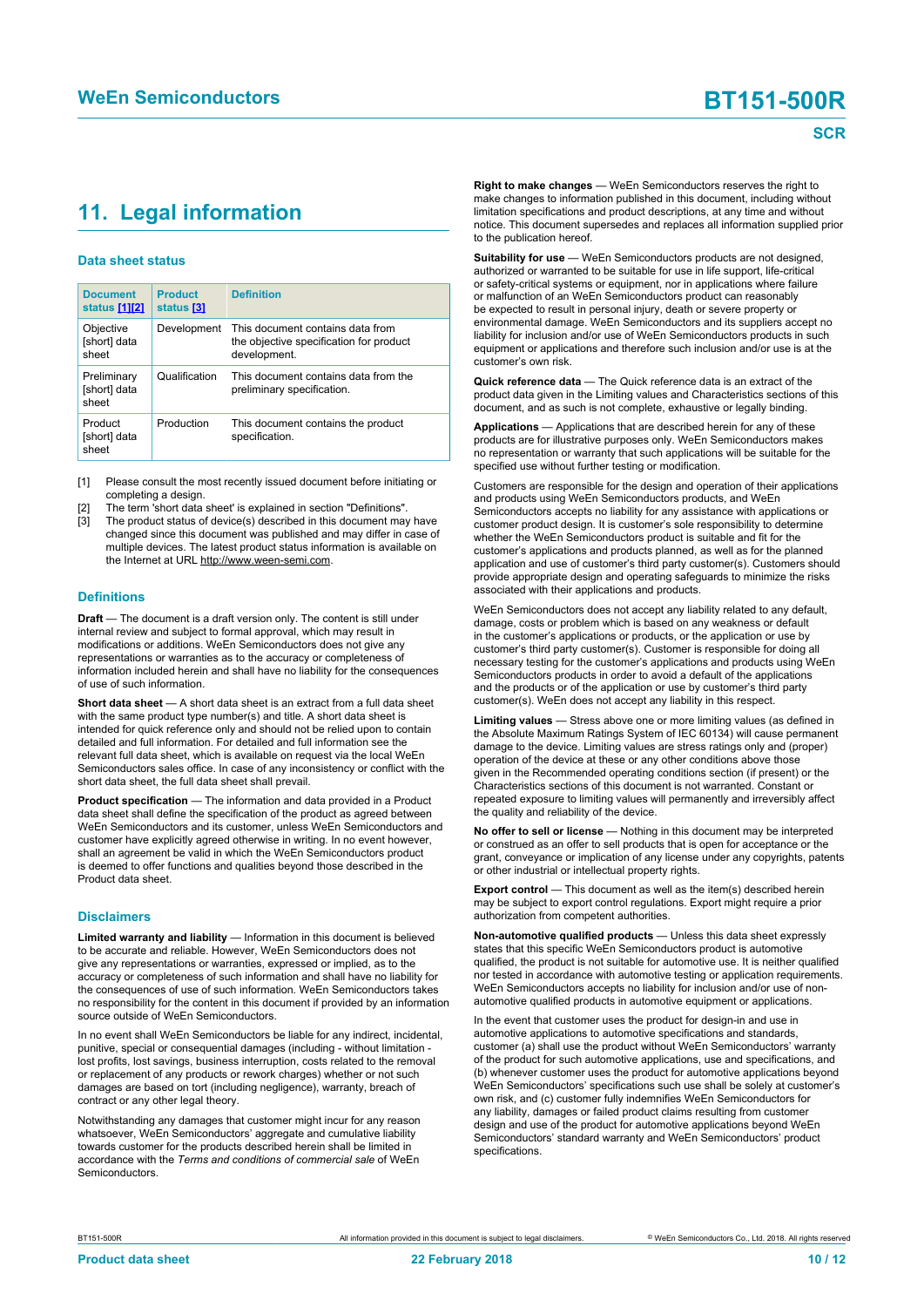## 11. Legal information

### Data sheet status

| Document status [1][2] | Product status [3] | Definition |
|---|---|---|
| Objective [short] data sheet | Development | This document contains data from the objective specification for product development. |
| Preliminary [short] data sheet | Qualification | This document contains data from the preliminary specification. |
| Product [short] data sheet | Production | This document contains the product specification. |

[1] Please consult the most recently issued document before initiating or completing a design.

[2] The term 'short data sheet' is explained in section "Definitions".

[3] The product status of device(s) described in this document may have changed since this document was published and may differ in case of multiple devices. The latest product status information is available on the Internet at URL http://www.ween-semi.com.

### Definitions

**Draft** — The document is a draft version only. The content is still under internal review and subject to formal approval, which may result in modifications or additions. WeEn Semiconductors does not give any representations or warranties as to the accuracy or completeness of information included herein and shall have no liability for the consequences of use of such information.

**Short data sheet** — A short data sheet is an extract from a full data sheet with the same product type number(s) and title. A short data sheet is intended for quick reference only and should not be relied upon to contain detailed and full information. For detailed and full information see the relevant full data sheet, which is available on request via the local WeEn Semiconductors sales office. In case of any inconsistency or conflict with the short data sheet, the full data sheet shall prevail.

**Product specification** — The information and data provided in a Product data sheet shall define the specification of the product as agreed between WeEn Semiconductors and its customer, unless WeEn Semiconductors and customer have explicitly agreed otherwise in writing. In no event however, shall an agreement be valid in which the WeEn Semiconductors product is deemed to offer functions and qualities beyond those described in the Product data sheet.

### Disclaimers

**Limited warranty and liability** — Information in this document is believed to be accurate and reliable. However, WeEn Semiconductors does not give any representations or warranties, expressed or implied, as to the accuracy or completeness of such information and shall have no liability for the consequences of use of such information. WeEn Semiconductors takes no responsibility for the content in this document if provided by an information source outside of WeEn Semiconductors.

In no event shall WeEn Semiconductors be liable for any indirect, incidental, punitive, special or consequential damages (including - without limitation - lost profits, lost savings, business interruption, costs related to the removal or replacement of any products or rework charges) whether or not such damages are based on tort (including negligence), warranty, breach of contract or any other legal theory.

Notwithstanding any damages that customer might incur for any reason whatsoever, WeEn Semiconductors' aggregate and cumulative liability towards customer for the products described herein shall be limited in accordance with the *Terms and conditions of commercial sale* of WeEn Semiconductors.

**Right to make changes** — WeEn Semiconductors reserves the right to make changes to information published in this document, including without limitation specifications and product descriptions, at any time and without notice. This document supersedes and replaces all information supplied prior to the publication hereof.

**Suitability for use** — WeEn Semiconductors products are not designed, authorized or warranted to be suitable for use in life support, life-critical or safety-critical systems or equipment, nor in applications where failure or malfunction of an WeEn Semiconductors product can reasonably be expected to result in personal injury, death or severe property or environmental damage. WeEn Semiconductors and its suppliers accept no liability for inclusion and/or use of WeEn Semiconductors products in such equipment or applications and therefore such inclusion and/or use is at the customer's own risk.

**Quick reference data** — The Quick reference data is an extract of the product data given in the Limiting values and Characteristics sections of this document, and as such is not complete, exhaustive or legally binding.

**Applications** — Applications that are described herein for any of these products are for illustrative purposes only. WeEn Semiconductors makes no representation or warranty that such applications will be suitable for the specified use without further testing or modification.

Customers are responsible for the design and operation of their applications and products using WeEn Semiconductors products, and WeEn Semiconductors accepts no liability for any assistance with applications or customer product design. It is customer's sole responsibility to determine whether the WeEn Semiconductors product is suitable and fit for the customer's applications and products planned, as well as for the planned application and use of customer's third party customer(s). Customers should provide appropriate design and operating safeguards to minimize the risks associated with their applications and products.

WeEn Semiconductors does not accept any liability related to any default, damage, costs or problem which is based on any weakness or default in the customer's applications or products, or the application or use by customer's third party customer(s). Customer is responsible for doing all necessary testing for the customer's applications and products using WeEn Semiconductors products in order to avoid a default of the applications and the products or of the application or use by customer's third party customer(s). WeEn does not accept any liability in this respect.

**Limiting values** — Stress above one or more limiting values (as defined in the Absolute Maximum Ratings System of IEC 60134) will cause permanent damage to the device. Limiting values are stress ratings only and (proper) operation of the device at these or any other conditions above those given in the Recommended operating conditions section (if present) or the Characteristics sections of this document is not warranted. Constant or repeated exposure to limiting values will permanently and irreversibly affect the quality and reliability of the device.

**No offer to sell or license** — Nothing in this document may be interpreted or construed as an offer to sell products that is open for acceptance or the grant, conveyance or implication of any license under any copyrights, patents or other industrial or intellectual property rights.

**Export control** — This document as well as the item(s) described herein may be subject to export control regulations. Export might require a prior authorization from competent authorities.

**Non-automotive qualified products** — Unless this data sheet expressly states that this specific WeEn Semiconductors product is automotive qualified, the product is not suitable for automotive use. It is neither qualified nor tested in accordance with automotive testing or application requirements. WeEn Semiconductors accepts no liability for inclusion and/or use of non-automotive qualified products in automotive equipment or applications.

In the event that customer uses the product for design-in and use in automotive applications to automotive specifications and standards, customer (a) shall use the product without WeEn Semiconductors' warranty of the product for such automotive applications, use and specifications, and (b) whenever customer uses the product for automotive applications beyond WeEn Semiconductors' specifications such use shall be solely at customer's own risk, and (c) customer fully indemnifies WeEn Semiconductors for any liability, damages or failed product claims resulting from customer design and use of the product for automotive applications beyond WeEn Semiconductors' standard warranty and WeEn Semiconductors' product specifications.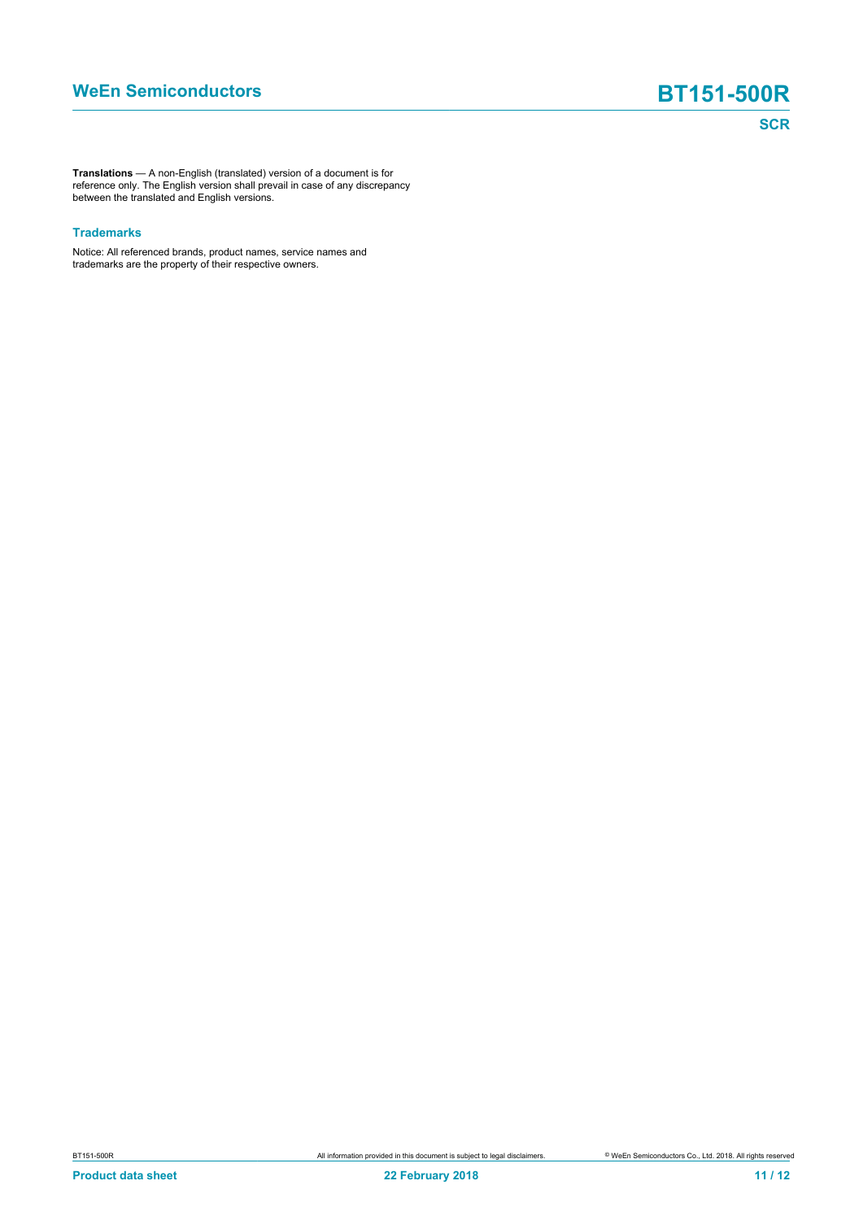**Translations** — A non-English (translated) version of a document is for reference only. The English version shall prevail in case of any discrepancy between the translated and English versions.

### Trademarks

Notice: All referenced brands, product names, service names and trademarks are the property of their respective owners.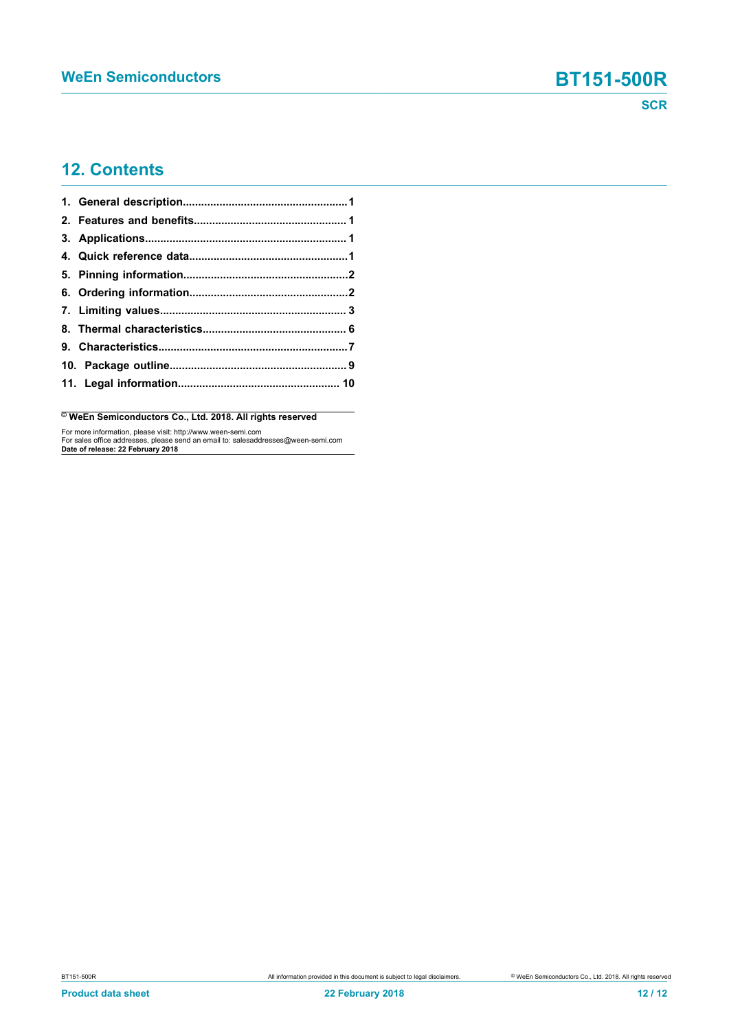## 12. Contents

1. General description.....................................................1
2. Features and benefits................................................. 1
3. Applications................................................................. 1
4. Quick reference data...................................................1
5. Pinning information.....................................................2
6. Ordering information...................................................2
7. Limiting values............................................................ 3
8. Thermal characteristics.............................................. 6
9. Characteristics.............................................................7
10. Package outline......................................................... 9
11. Legal information.................................................... 10

© **WeEn Semiconductors Co., Ltd. 2018. All rights reserved**

For more information, please visit: http://www.ween-semi.com
For sales office addresses, please send an email to: salesaddresses@ween-semi.com
**Date of release: 22 February 2018**